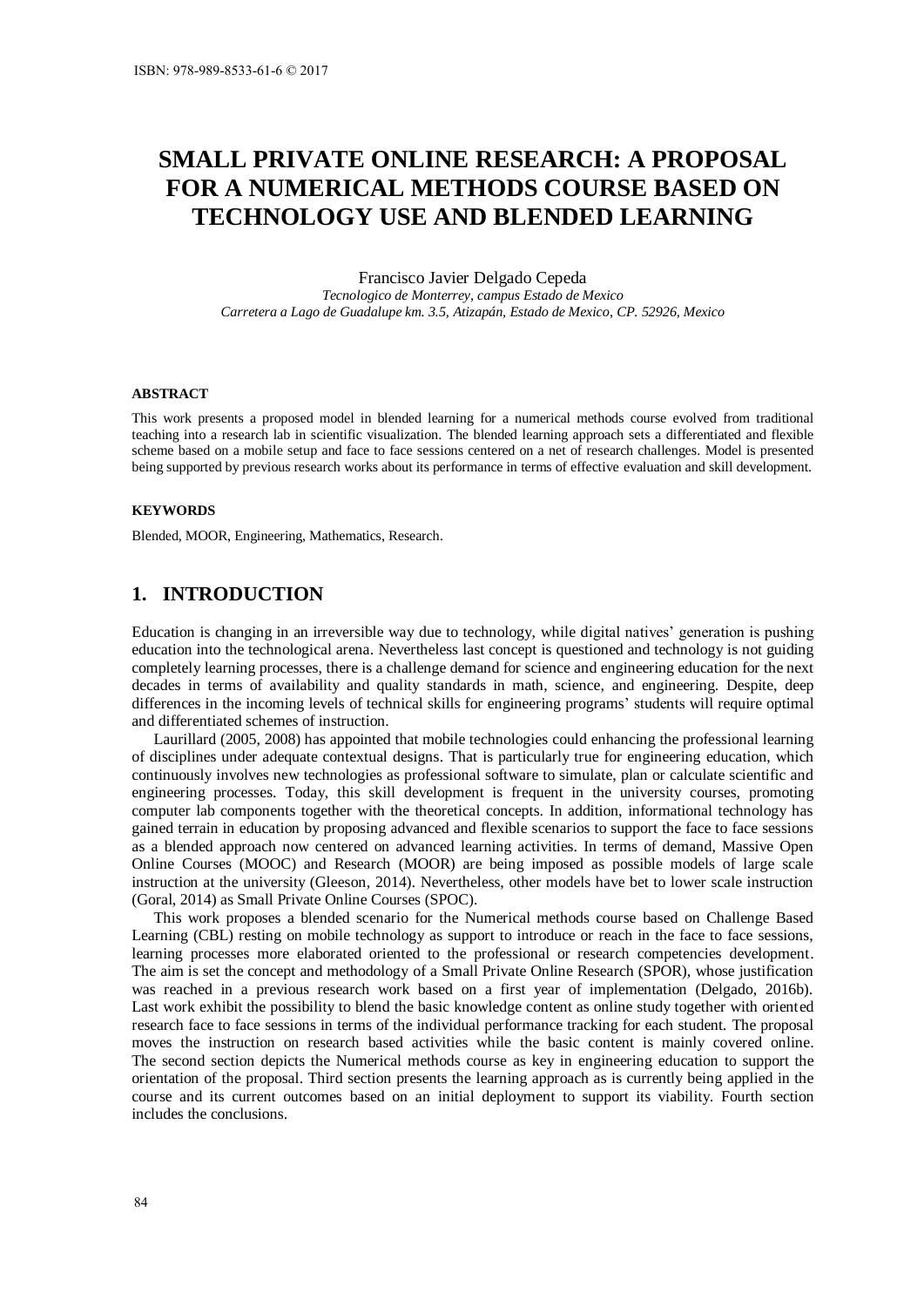# SMALL PRIVATE ONLINE RESEARCH: A PROPOSAL FOR A NUMERICAL METHODS COURSE BASED ON TECHNOLOGY USE AND BLENDED LEARNING

Francisco Javier Delgado Cepeda
*Tecnologico de Monterrey, campus Estado de Mexico*
*Carretera a Lago de Guadalupe km. 3.5, Atizapán, Estado de Mexico, CP. 52926, Mexico*

### ABSTRACT

This work presents a proposed model in blended learning for a numerical methods course evolved from traditional teaching into a research lab in scientific visualization. The blended learning approach sets a differentiated and flexible scheme based on a mobile setup and face to face sessions centered on a net of research challenges. Model is presented being supported by previous research works about its performance in terms of effective evaluation and skill development.

### KEYWORDS

Blended, MOOR, Engineering, Mathematics, Research.

## 1. INTRODUCTION

Education is changing in an irreversible way due to technology, while digital natives' generation is pushing education into the technological arena. Nevertheless last concept is questioned and technology is not guiding completely learning processes, there is a challenge demand for science and engineering education for the next decades in terms of availability and quality standards in math, science, and engineering. Despite, deep differences in the incoming levels of technical skills for engineering programs' students will require optimal and differentiated schemes of instruction.

Laurillard (2005, 2008) has appointed that mobile technologies could enhancing the professional learning of disciplines under adequate contextual designs. That is particularly true for engineering education, which continuously involves new technologies as professional software to simulate, plan or calculate scientific and engineering processes. Today, this skill development is frequent in the university courses, promoting computer lab components together with the theoretical concepts. In addition, informational technology has gained terrain in education by proposing advanced and flexible scenarios to support the face to face sessions as a blended approach now centered on advanced learning activities. In terms of demand, Massive Open Online Courses (MOOC) and Research (MOOR) are being imposed as possible models of large scale instruction at the university (Gleeson, 2014). Nevertheless, other models have bet to lower scale instruction (Goral, 2014) as Small Private Online Courses (SPOC).

This work proposes a blended scenario for the Numerical methods course based on Challenge Based Learning (CBL) resting on mobile technology as support to introduce or reach in the face to face sessions, learning processes more elaborated oriented to the professional or research competencies development. The aim is set the concept and methodology of a Small Private Online Research (SPOR), whose justification was reached in a previous research work based on a first year of implementation (Delgado, 2016b). Last work exhibit the possibility to blend the basic knowledge content as online study together with oriented research face to face sessions in terms of the individual performance tracking for each student. The proposal moves the instruction on research based activities while the basic content is mainly covered online. The second section depicts the Numerical methods course as key in engineering education to support the orientation of the proposal. Third section presents the learning approach as is currently being applied in the course and its current outcomes based on an initial deployment to support its viability. Fourth section includes the conclusions.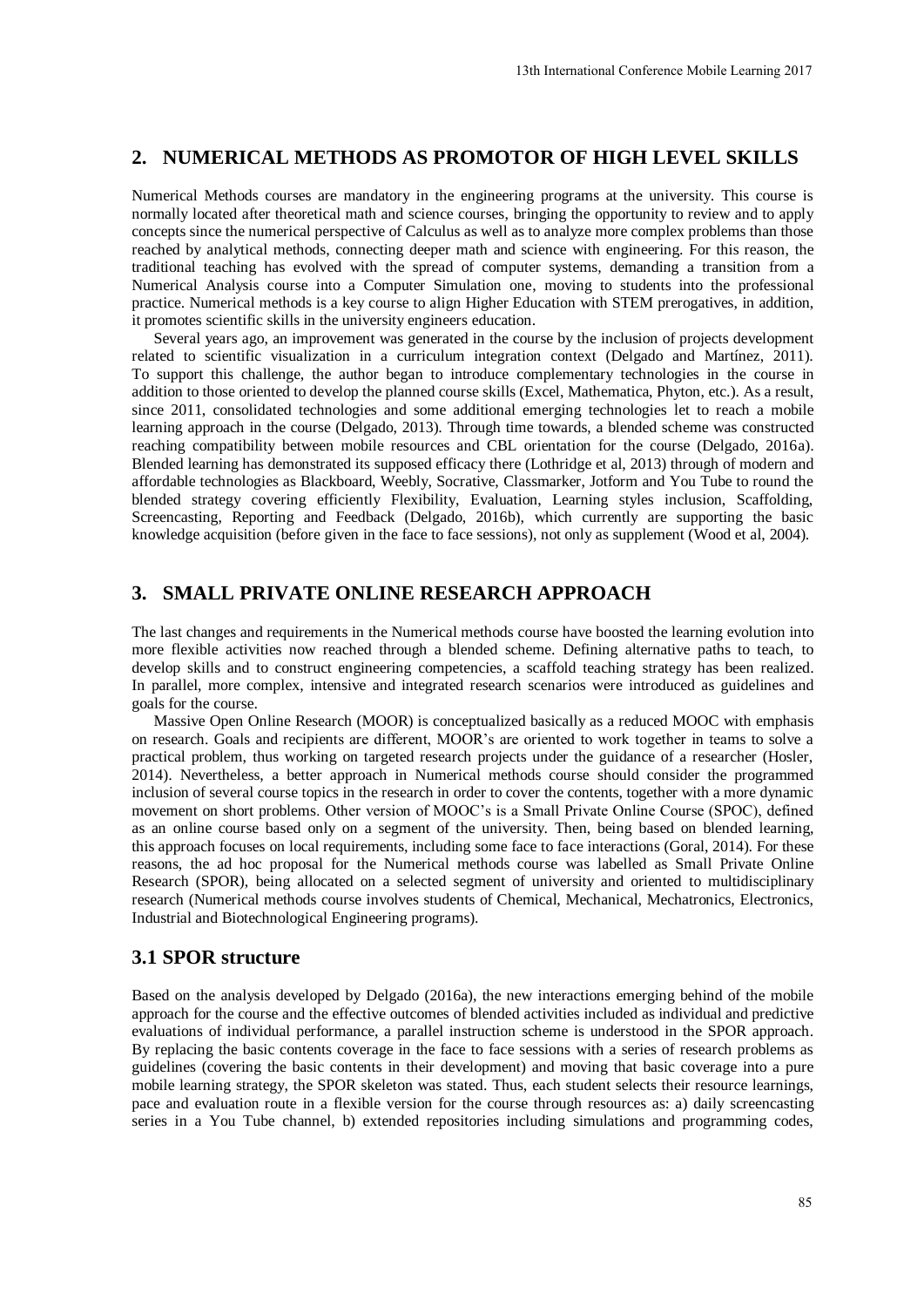## 2. NUMERICAL METHODS AS PROMOTOR OF HIGH LEVEL SKILLS

Numerical Methods courses are mandatory in the engineering programs at the university. This course is normally located after theoretical math and science courses, bringing the opportunity to review and to apply concepts since the numerical perspective of Calculus as well as to analyze more complex problems than those reached by analytical methods, connecting deeper math and science with engineering. For this reason, the traditional teaching has evolved with the spread of computer systems, demanding a transition from a Numerical Analysis course into a Computer Simulation one, moving to students into the professional practice. Numerical methods is a key course to align Higher Education with STEM prerogatives, in addition, it promotes scientific skills in the university engineers education.

Several years ago, an improvement was generated in the course by the inclusion of projects development related to scientific visualization in a curriculum integration context (Delgado and Martínez, 2011). To support this challenge, the author began to introduce complementary technologies in the course in addition to those oriented to develop the planned course skills (Excel, Mathematica, Phyton, etc.). As a result, since 2011, consolidated technologies and some additional emerging technologies let to reach a mobile learning approach in the course (Delgado, 2013). Through time towards, a blended scheme was constructed reaching compatibility between mobile resources and CBL orientation for the course (Delgado, 2016a). Blended learning has demonstrated its supposed efficacy there (Lothridge et al, 2013) through of modern and affordable technologies as Blackboard, Weebly, Socrative, Classmarker, Jotform and You Tube to round the blended strategy covering efficiently Flexibility, Evaluation, Learning styles inclusion, Scaffolding, Screencasting, Reporting and Feedback (Delgado, 2016b), which currently are supporting the basic knowledge acquisition (before given in the face to face sessions), not only as supplement (Wood et al, 2004).

## 3. SMALL PRIVATE ONLINE RESEARCH APPROACH

The last changes and requirements in the Numerical methods course have boosted the learning evolution into more flexible activities now reached through a blended scheme. Defining alternative paths to teach, to develop skills and to construct engineering competencies, a scaffold teaching strategy has been realized. In parallel, more complex, intensive and integrated research scenarios were introduced as guidelines and goals for the course.

Massive Open Online Research (MOOR) is conceptualized basically as a reduced MOOC with emphasis on research. Goals and recipients are different, MOOR's are oriented to work together in teams to solve a practical problem, thus working on targeted research projects under the guidance of a researcher (Hosler, 2014). Nevertheless, a better approach in Numerical methods course should consider the programmed inclusion of several course topics in the research in order to cover the contents, together with a more dynamic movement on short problems. Other version of MOOC's is a Small Private Online Course (SPOC), defined as an online course based only on a segment of the university. Then, being based on blended learning, this approach focuses on local requirements, including some face to face interactions (Goral, 2014). For these reasons, the ad hoc proposal for the Numerical methods course was labelled as Small Private Online Research (SPOR), being allocated on a selected segment of university and oriented to multidisciplinary research (Numerical methods course involves students of Chemical, Mechanical, Mechatronics, Electronics, Industrial and Biotechnological Engineering programs).

### 3.1 SPOR structure

Based on the analysis developed by Delgado (2016a), the new interactions emerging behind of the mobile approach for the course and the effective outcomes of blended activities included as individual and predictive evaluations of individual performance, a parallel instruction scheme is understood in the SPOR approach. By replacing the basic contents coverage in the face to face sessions with a series of research problems as guidelines (covering the basic contents in their development) and moving that basic coverage into a pure mobile learning strategy, the SPOR skeleton was stated. Thus, each student selects their resource learnings, pace and evaluation route in a flexible version for the course through resources as: a) daily screencasting series in a You Tube channel, b) extended repositories including simulations and programming codes,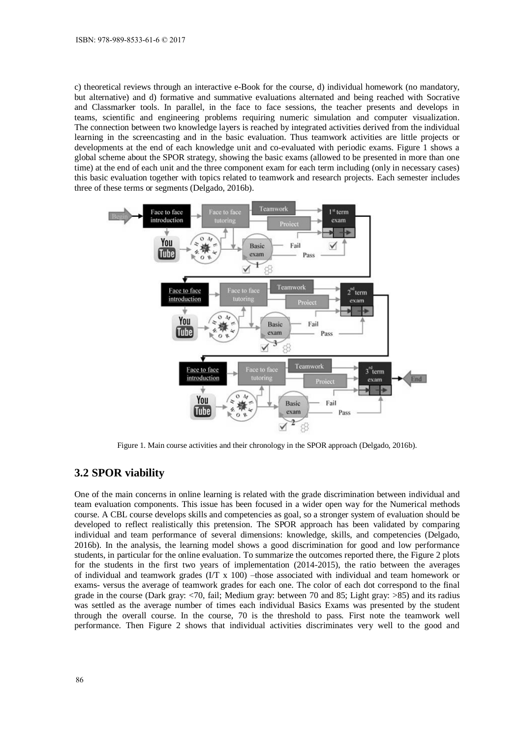c) theoretical reviews through an interactive e-Book for the course, d) individual homework (no mandatory, but alternative) and d) formative and summative evaluations alternated and being reached with Socrative and Classmarker tools. In parallel, in the face to face sessions, the teacher presents and develops in teams, scientific and engineering problems requiring numeric simulation and computer visualization. The connection between two knowledge layers is reached by integrated activities derived from the individual learning in the screencasting and in the basic evaluation. Thus teamwork activities are little projects or developments at the end of each knowledge unit and co-evaluated with periodic exams. Figure 1 shows a global scheme about the SPOR strategy, showing the basic exams (allowed to be presented in more than one time) at the end of each unit and the three component exam for each term including (only in necessary cases) this basic evaluation together with topics related to teamwork and research projects. Each semester includes three of these terms or segments (Delgado, 2016b).

Figure 1. Main course activities and their chronology in the SPOR approach (Delgado, 2016b).

## 3.2 SPOR viability

One of the main concerns in online learning is related with the grade discrimination between individual and team evaluation components. This issue has been focused in a wider open way for the Numerical methods course. A CBL course develops skills and competencies as goal, so a stronger system of evaluation should be developed to reflect realistically this pretension. The SPOR approach has been validated by comparing individual and team performance of several dimensions: knowledge, skills, and competencies (Delgado, 2016b). In the analysis, the learning model shows a good discrimination for good and low performance students, in particular for the online evaluation. To summarize the outcomes reported there, the Figure 2 plots for the students in the first two years of implementation (2014-2015), the ratio between the averages of individual and teamwork grades (I/T x 100) –those associated with individual and team homework or exams- versus the average of teamwork grades for each one. The color of each dot correspond to the final grade in the course (Dark gray: <70, fail; Medium gray: between 70 and 85; Light gray: >85) and its radius was settled as the average number of times each individual Basics Exams was presented by the student through the overall course. In the course, 70 is the threshold to pass. First note the teamwork well performance. Then Figure 2 shows that individual activities discriminates very well to the good and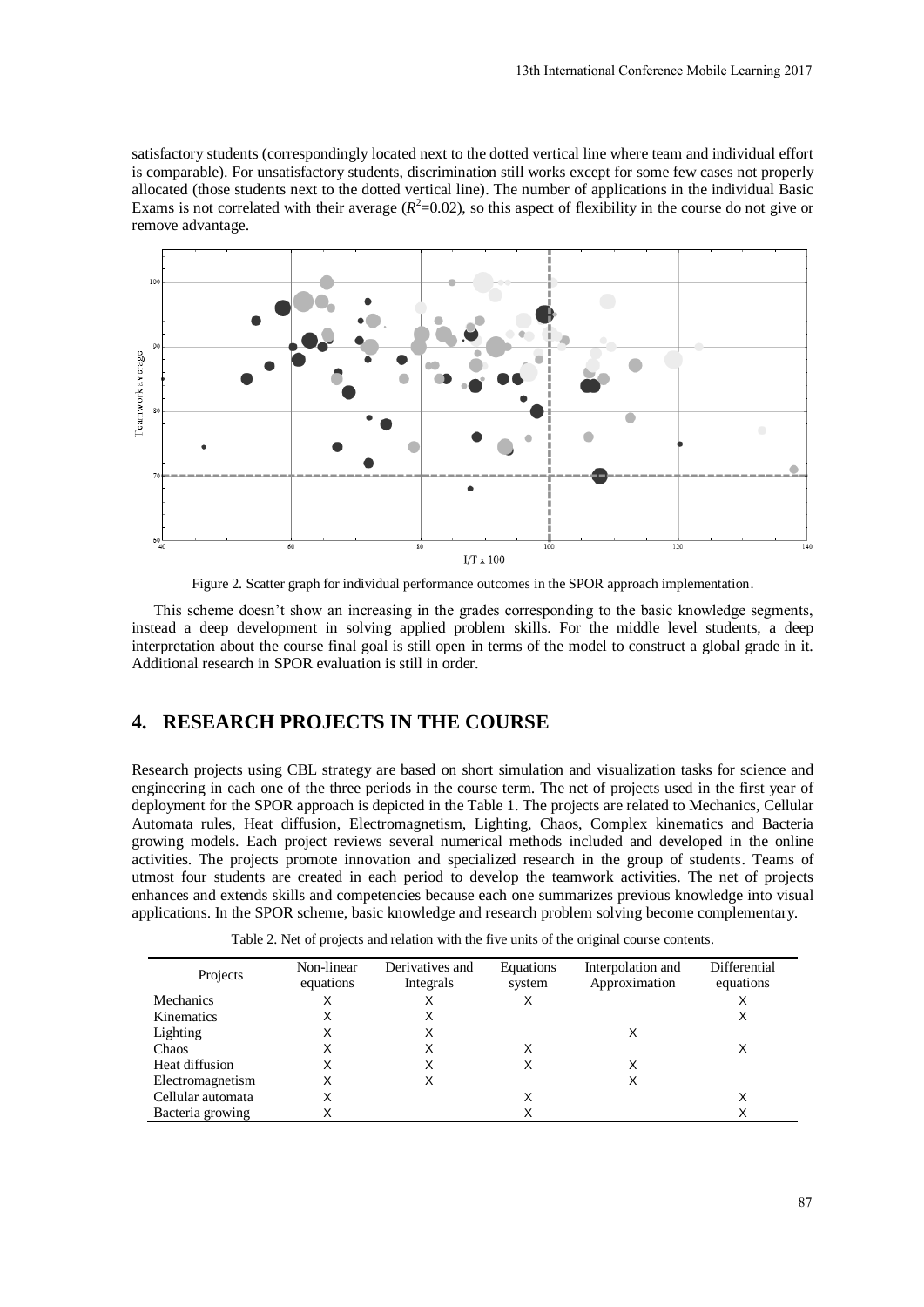satisfactory students (correspondingly located next to the dotted vertical line where team and individual effort is comparable). For unsatisfactory students, discrimination still works except for some few cases not properly allocated (those students next to the dotted vertical line). The number of applications in the individual Basic Exams is not correlated with their average ($R^2$=0.02), so this aspect of flexibility in the course do not give or remove advantage.

Figure 2. Scatter graph for individual performance outcomes in the SPOR approach implementation.

This scheme doesn't show an increasing in the grades corresponding to the basic knowledge segments, instead a deep development in solving applied problem skills. For the middle level students, a deep interpretation about the course final goal is still open in terms of the model to construct a global grade in it. Additional research in SPOR evaluation is still in order.

## 4. RESEARCH PROJECTS IN THE COURSE

Research projects using CBL strategy are based on short simulation and visualization tasks for science and engineering in each one of the three periods in the course term. The net of projects used in the first year of deployment for the SPOR approach is depicted in the Table 1. The projects are related to Mechanics, Cellular Automata rules, Heat diffusion, Electromagnetism, Lighting, Chaos, Complex kinematics and Bacteria growing models. Each project reviews several numerical methods included and developed in the online activities. The projects promote innovation and specialized research in the group of students. Teams of utmost four students are created in each period to develop the teamwork activities. The net of projects enhances and extends skills and competencies because each one summarizes previous knowledge into visual applications. In the SPOR scheme, basic knowledge and research problem solving become complementary.

Table 2. Net of projects and relation with the five units of the original course contents.

| Projects | Non-linear equations | Derivatives and Integrals | Equations system | Interpolation and Approximation | Differential equations |
|---|---|---|---|---|---|
| Mechanics | X | X | X | | X |
| Kinematics | X | X | | | X |
| Lighting | X | X | | X | |
| Chaos | X | X | X | | X |
| Heat diffusion | X | X | X | X | |
| Electromagnetism | X | X | | X | |
| Cellular automata | X | | X | | X |
| Bacteria growing | X | | X | | X |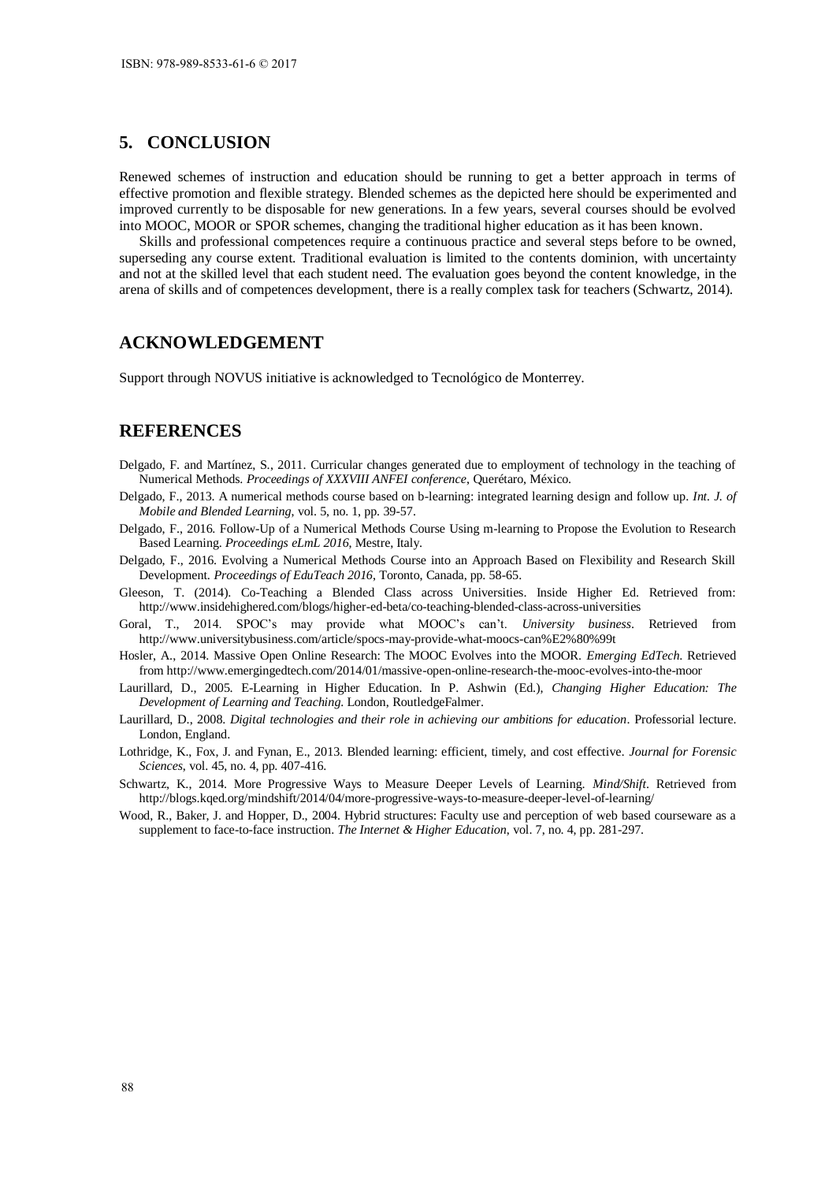## 5. CONCLUSION

Renewed schemes of instruction and education should be running to get a better approach in terms of effective promotion and flexible strategy. Blended schemes as the depicted here should be experimented and improved currently to be disposable for new generations. In a few years, several courses should be evolved into MOOC, MOOR or SPOR schemes, changing the traditional higher education as it has been known.

Skills and professional competences require a continuous practice and several steps before to be owned, superseding any course extent. Traditional evaluation is limited to the contents dominion, with uncertainty and not at the skilled level that each student need. The evaluation goes beyond the content knowledge, in the arena of skills and of competences development, there is a really complex task for teachers (Schwartz, 2014).

## ACKNOWLEDGEMENT

Support through NOVUS initiative is acknowledged to Tecnológico de Monterrey.

## REFERENCES

Delgado, F. and Martínez, S., 2011. Curricular changes generated due to employment of technology in the teaching of Numerical Methods. *Proceedings of XXXVIII ANFEI conference*, Querétaro, México.

Delgado, F., 2013. A numerical methods course based on b-learning: integrated learning design and follow up. *Int. J. of Mobile and Blended Learning*, vol. 5, no. 1, pp. 39-57.

Delgado, F., 2016. Follow-Up of a Numerical Methods Course Using m-learning to Propose the Evolution to Research Based Learning. *Proceedings eLmL 2016*, Mestre, Italy.

Delgado, F., 2016. Evolving a Numerical Methods Course into an Approach Based on Flexibility and Research Skill Development. *Proceedings of EduTeach 2016*, Toronto, Canada, pp. 58-65.

Gleeson, T. (2014). Co-Teaching a Blended Class across Universities. Inside Higher Ed. Retrieved from: http://www.insidehighered.com/blogs/higher-ed-beta/co-teaching-blended-class-across-universities

Goral, T., 2014. SPOC's may provide what MOOC's can't. *University business*. Retrieved from http://www.universitybusiness.com/article/spocs-may-provide-what-moocs-can%E2%80%99t

Hosler, A., 2014. Massive Open Online Research: The MOOC Evolves into the MOOR. *Emerging EdTech*. Retrieved from http://www.emergingedtech.com/2014/01/massive-open-online-research-the-mooc-evolves-into-the-moor

Laurillard, D., 2005. E-Learning in Higher Education. In P. Ashwin (Ed.), *Changing Higher Education: The Development of Learning and Teaching*. London, RoutledgeFalmer.

Laurillard, D., 2008. *Digital technologies and their role in achieving our ambitions for education*. Professorial lecture. London, England.

Lothridge, K., Fox, J. and Fynan, E., 2013. Blended learning: efficient, timely, and cost effective. *Journal for Forensic Sciences*, vol. 45, no. 4, pp. 407-416.

Schwartz, K., 2014. More Progressive Ways to Measure Deeper Levels of Learning. *Mind/Shift*. Retrieved from http://blogs.kqed.org/mindshift/2014/04/more-progressive-ways-to-measure-deeper-level-of-learning/

Wood, R., Baker, J. and Hopper, D., 2004. Hybrid structures: Faculty use and perception of web based courseware as a supplement to face-to-face instruction. *The Internet & Higher Education*, vol. 7, no. 4, pp. 281-297.